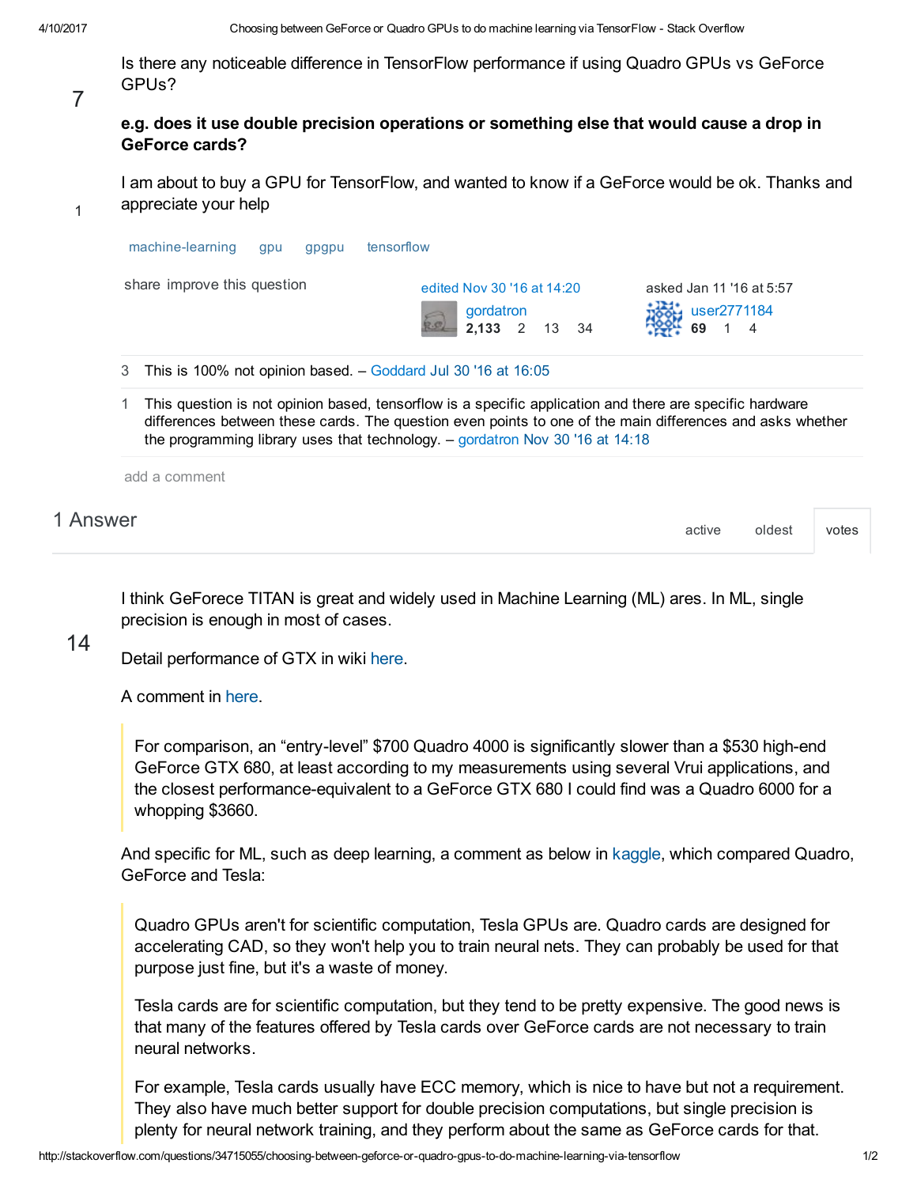7

Is there any noticeable difference in TensorFlow performance if using Quadro GPUs vs GeForce GPUs?

**e.g. does it use double precision operations or something else that would cause a drop in GeForce cards?**

I am about to buy a GPU for TensorFlow, and wanted to know if a GeForce would be ok. Thanks and appreciate your help

1

machine-learning gpu gpgpu tensorflow

share improve this question

edited Nov 30 '16 at 14:20
gordatron
2,133 2 13 34

asked Jan 11 '16 at 5:57
user2771184
69 1 4

3 This is 100% not opinion based. – Goddard Jul 30 '16 at 16:05

1 This question is not opinion based, tensorflow is a specific application and there are specific hardware differences between these cards. The question even points to one of the main differences and asks whether the programming library uses that technology. – gordatron Nov 30 '16 at 14:18

add a comment

## 1 Answer

active oldest votes

14

I think GeForece TITAN is great and widely used in Machine Learning (ML) ares. In ML, single precision is enough in most of cases.

Detail performance of GTX in wiki here.

A comment in here.

> For comparison, an "entry-level" $700 Quadro 4000 is significantly slower than a $530 high-end GeForce GTX 680, at least according to my measurements using several Vrui applications, and the closest performance-equivalent to a GeForce GTX 680 I could find was a Quadro 6000 for a whopping $3660.

And specific for ML, such as deep learning, a comment as below in kaggle, which compared Quadro, GeForce and Tesla:

> Quadro GPUs aren't for scientific computation, Tesla GPUs are. Quadro cards are designed for accelerating CAD, so they won't help you to train neural nets. They can probably be used for that purpose just fine, but it's a waste of money.
>
> Tesla cards are for scientific computation, but they tend to be pretty expensive. The good news is that many of the features offered by Tesla cards over GeForce cards are not necessary to train neural networks.
>
> For example, Tesla cards usually have ECC memory, which is nice to have but not a requirement. They also have much better support for double precision computations, but single precision is plenty for neural network training, and they perform about the same as GeForce cards for that.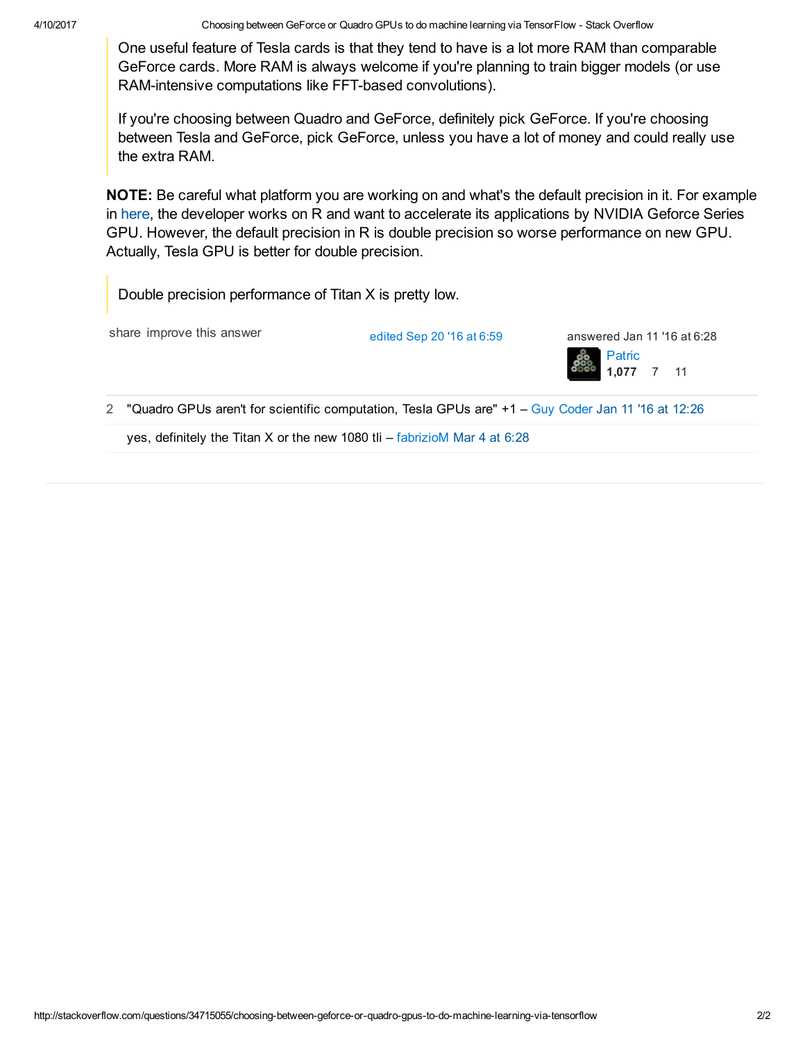> One useful feature of Tesla cards is that they tend to have is a lot more RAM than comparable GeForce cards. More RAM is always welcome if you're planning to train bigger models (or use RAM-intensive computations like FFT-based convolutions).
>
> If you're choosing between Quadro and GeForce, definitely pick GeForce. If you're choosing between Tesla and GeForce, pick GeForce, unless you have a lot of money and could really use the extra RAM.

**NOTE:** Be careful what platform you are working on and what's the default precision in it. For example in here, the developer works on R and want to accelerate its applications by NVIDIA Geforce Series GPU. However, the default precision in R is double precision so worse performance on new GPU. Actually, Tesla GPU is better for double precision.

> Double precision performance of Titan X is pretty low.

share improve this answer

edited Sep 20 '16 at 6:59

answered Jan 11 '16 at 6:28

Patric
**1,077** 7 11

2 "Quadro GPUs aren't for scientific computation, Tesla GPUs are" +1 – Guy Coder Jan 11 '16 at 12:26

yes, definitely the Titan X or the new 1080 tli – fabrizioM Mar 4 at 6:28